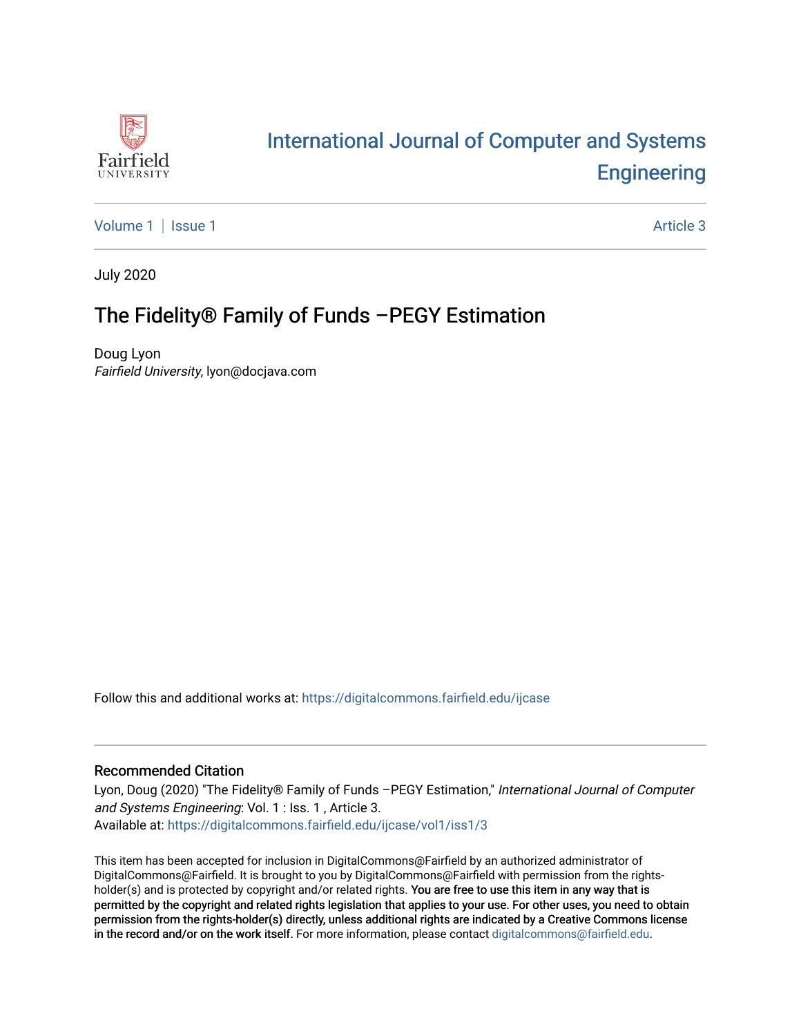# International Journal of Computer and Systems Engineering

Volume 1 | Issue 1 | Article 3

July 2020

## The Fidelity® Family of Funds –PEGY Estimation

Doug Lyon  
*Fairfield University*, lyon@docjava.com

Follow this and additional works at: https://digitalcommons.fairfield.edu/ijcase

### Recommended Citation

Lyon, Doug (2020) "The Fidelity® Family of Funds –PEGY Estimation," *International Journal of Computer and Systems Engineering*: Vol. 1 : Iss. 1 , Article 3.  
Available at: https://digitalcommons.fairfield.edu/ijcase/vol1/iss1/3

This item has been accepted for inclusion in DigitalCommons@Fairfield by an authorized administrator of DigitalCommons@Fairfield. It is brought to you by DigitalCommons@Fairfield with permission from the rights-holder(s) and is protected by copyright and/or related rights. You are free to use this item in any way that is permitted by the copyright and related rights legislation that applies to your use. For other uses, you need to obtain permission from the rights-holder(s) directly, unless additional rights are indicated by a Creative Commons license in the record and/or on the work itself. For more information, please contact digitalcommons@fairfield.edu.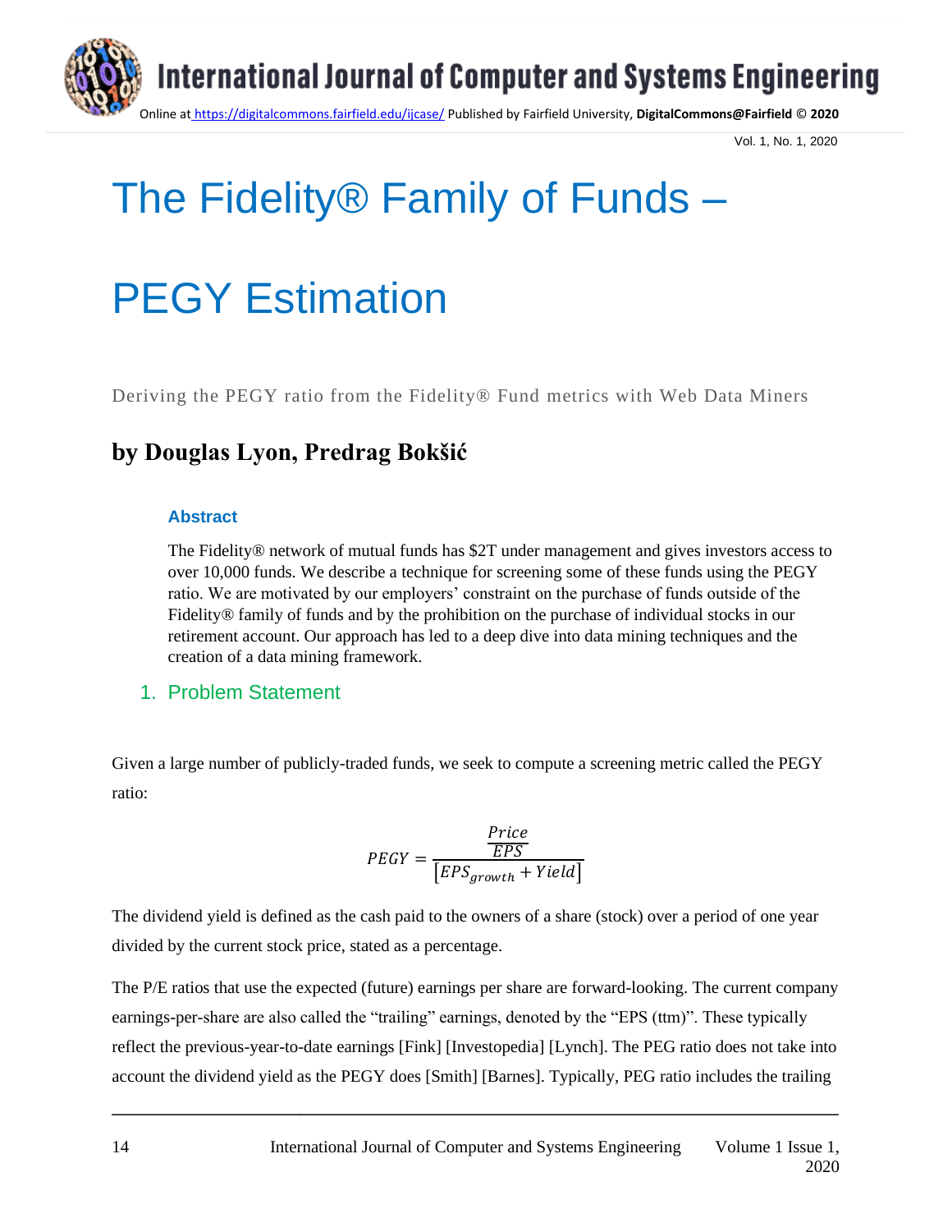# The Fidelity® Family of Funds –

# PEGY Estimation

Deriving the PEGY ratio from the Fidelity® Fund metrics with Web Data Miners

## by Douglas Lyon, Predrag Bokšić

### Abstract

The Fidelity® network of mutual funds has $2T under management and gives investors access to over 10,000 funds. We describe a technique for screening some of these funds using the PEGY ratio. We are motivated by our employers' constraint on the purchase of funds outside of the Fidelity® family of funds and by the prohibition on the purchase of individual stocks in our retirement account. Our approach has led to a deep dive into data mining techniques and the creation of a data mining framework.

## 1. Problem Statement

Given a large number of publicly-traded funds, we seek to compute a screening metric called the PEGY ratio:

$$PEGY = \frac{\frac{Price}{EPS}}{\left[EPS_{growth} + Yield\right]}$$

The dividend yield is defined as the cash paid to the owners of a share (stock) over a period of one year divided by the current stock price, stated as a percentage.

The P/E ratios that use the expected (future) earnings per share are forward-looking. The current company earnings-per-share are also called the "trailing" earnings, denoted by the "EPS (ttm)". These typically reflect the previous-year-to-date earnings [Fink] [Investopedia] [Lynch]. The PEG ratio does not take into account the dividend yield as the PEGY does [Smith] [Barnes]. Typically, PEG ratio includes the trailing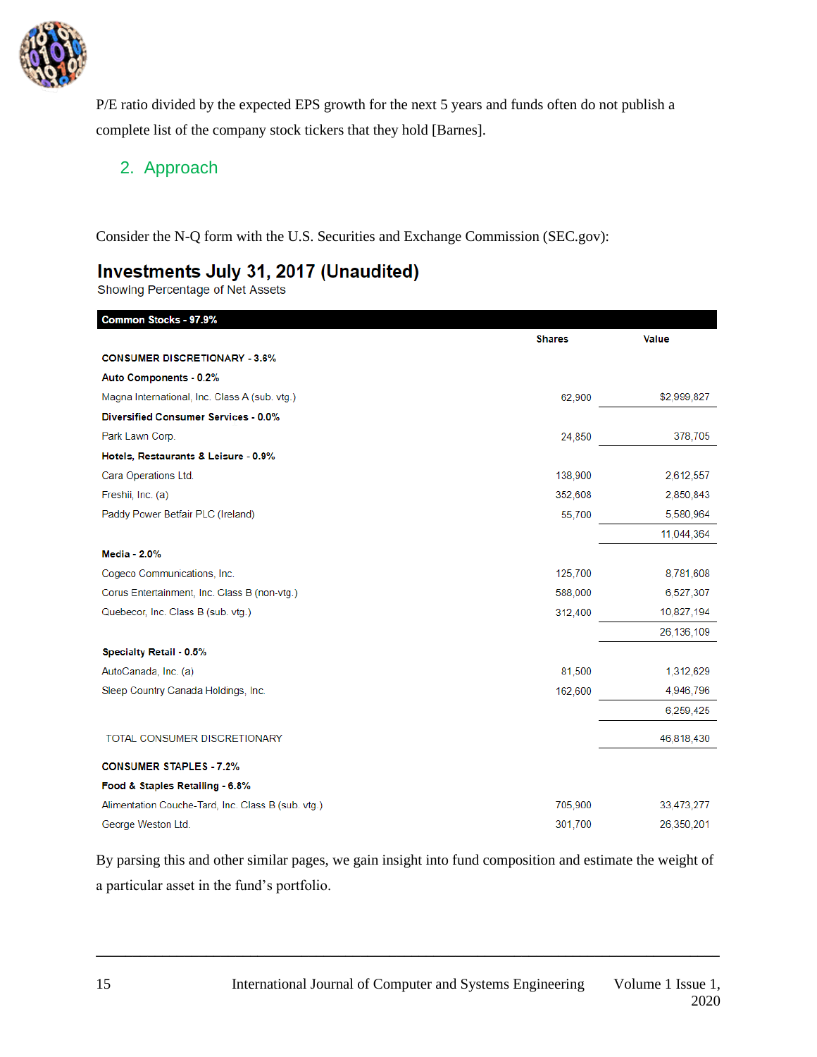P/E ratio divided by the expected EPS growth for the next 5 years and funds often do not publish a complete list of the company stock tickers that they hold [Barnes].

## 2. Approach

Consider the N-Q form with the U.S. Securities and Exchange Commission (SEC.gov):

**Investments July 31, 2017 (Unaudited)**

Showing Percentage of Net Assets

| Common Stocks - 97.9% | | |
|---|---|---|
| | **Shares** | **Value** |
| **CONSUMER DISCRETIONARY - 3.6%** | | |
| **Auto Components - 0.2%** | | |
| Magna International, Inc. Class A (sub. vtg.) | 62,900 | $2,999,827 |
| **Diversified Consumer Services - 0.0%** | | |
| Park Lawn Corp. | 24,850 | 378,705 |
| **Hotels, Restaurants & Leisure - 0.9%** | | |
| Cara Operations Ltd. | 138,900 | 2,612,557 |
| Freshii, Inc. (a) | 352,608 | 2,850,843 |
| Paddy Power Betfair PLC (Ireland) | 55,700 | 5,580,964 |
| | | 11,044,364 |
| **Media - 2.0%** | | |
| Cogeco Communications, Inc. | 125,700 | 8,781,608 |
| Corus Entertainment, Inc. Class B (non-vtg.) | 588,000 | 6,527,307 |
| Quebecor, Inc. Class B (sub. vtg.) | 312,400 | 10,827,194 |
| | | 26,136,109 |
| **Specialty Retail - 0.5%** | | |
| AutoCanada, Inc. (a) | 81,500 | 1,312,629 |
| Sleep Country Canada Holdings, Inc. | 162,600 | 4,946,796 |
| | | 6,259,425 |
| TOTAL CONSUMER DISCRETIONARY | | 46,818,430 |
| **CONSUMER STAPLES - 7.2%** | | |
| **Food & Staples Retailing - 6.8%** | | |
| Alimentation Couche-Tard, Inc. Class B (sub. vtg.) | 705,900 | 33,473,277 |
| George Weston Ltd. | 301,700 | 26,350,201 |

By parsing this and other similar pages, we gain insight into fund composition and estimate the weight of a particular asset in the fund's portfolio.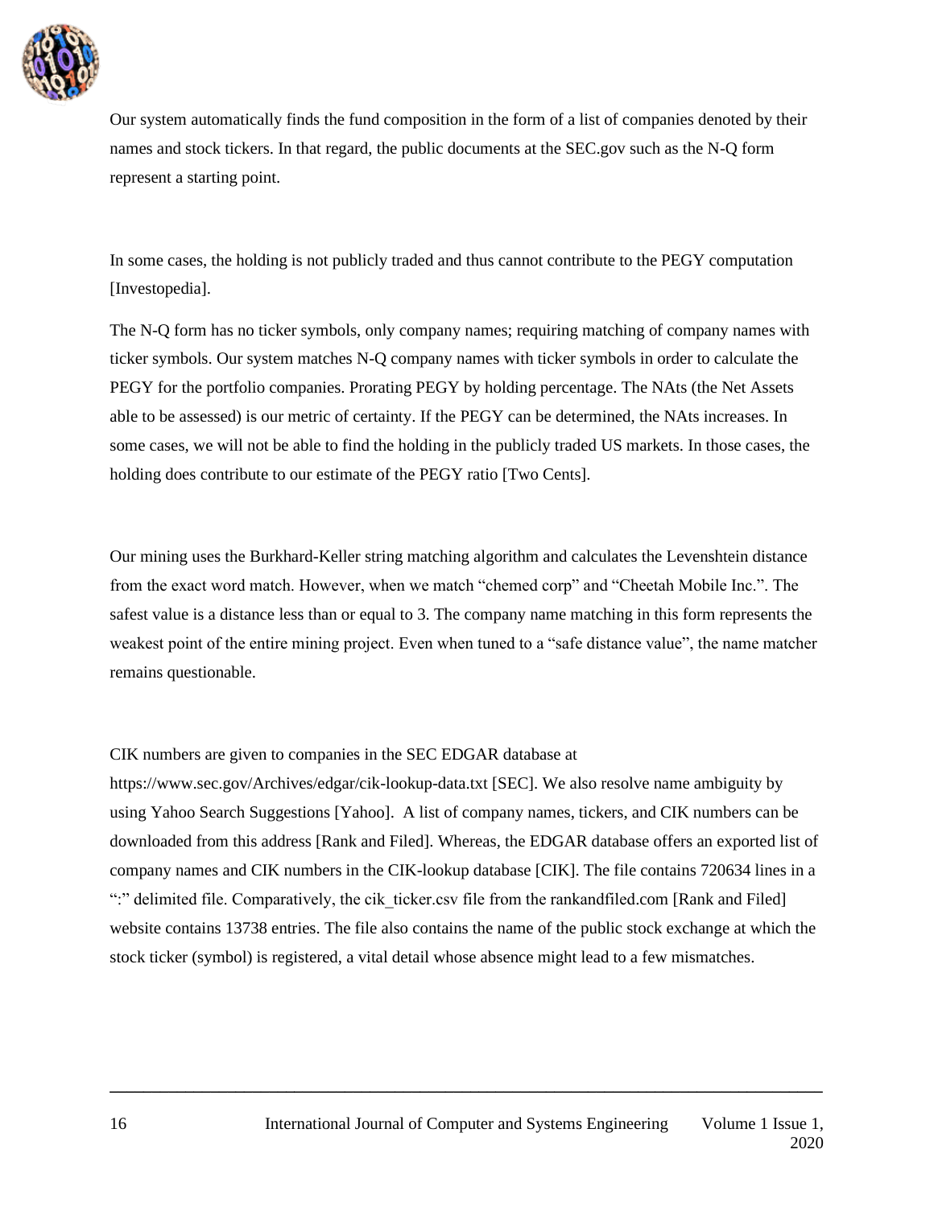Our system automatically finds the fund composition in the form of a list of companies denoted by their names and stock tickers. In that regard, the public documents at the SEC.gov such as the N-Q form represent a starting point.

In some cases, the holding is not publicly traded and thus cannot contribute to the PEGY computation [Investopedia].

The N-Q form has no ticker symbols, only company names; requiring matching of company names with ticker symbols. Our system matches N-Q company names with ticker symbols in order to calculate the PEGY for the portfolio companies. Prorating PEGY by holding percentage. The NAts (the Net Assets able to be assessed) is our metric of certainty. If the PEGY can be determined, the NAts increases. In some cases, we will not be able to find the holding in the publicly traded US markets. In those cases, the holding does contribute to our estimate of the PEGY ratio [Two Cents].

Our mining uses the Burkhard-Keller string matching algorithm and calculates the Levenshtein distance from the exact word match. However, when we match "chemed corp" and "Cheetah Mobile Inc.". The safest value is a distance less than or equal to 3. The company name matching in this form represents the weakest point of the entire mining project. Even when tuned to a "safe distance value", the name matcher remains questionable.

CIK numbers are given to companies in the SEC EDGAR database at https://www.sec.gov/Archives/edgar/cik-lookup-data.txt [SEC]. We also resolve name ambiguity by using Yahoo Search Suggestions [Yahoo]. A list of company names, tickers, and CIK numbers can be downloaded from this address [Rank and Filed]. Whereas, the EDGAR database offers an exported list of company names and CIK numbers in the CIK-lookup database [CIK]. The file contains 720634 lines in a ":" delimited file. Comparatively, the cik_ticker.csv file from the rankandfiled.com [Rank and Filed] website contains 13738 entries. The file also contains the name of the public stock exchange at which the stock ticker (symbol) is registered, a vital detail whose absence might lead to a few mismatches.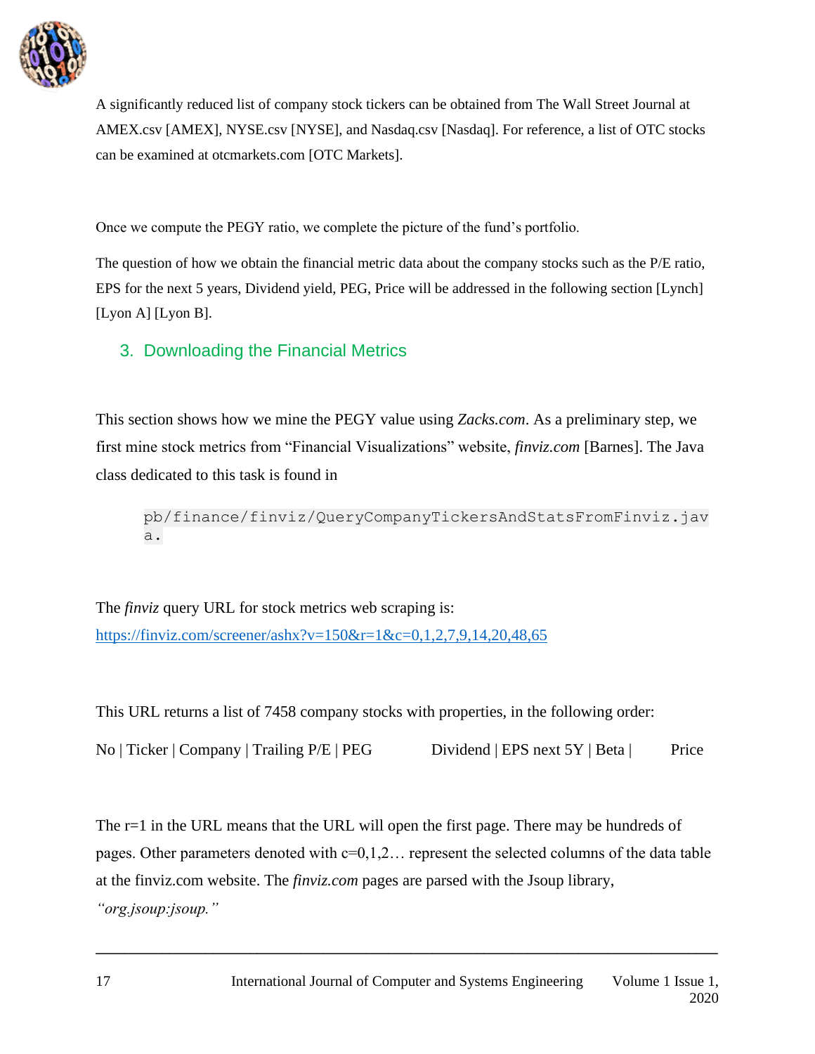A significantly reduced list of company stock tickers can be obtained from The Wall Street Journal at AMEX.csv [AMEX], NYSE.csv [NYSE], and Nasdaq.csv [Nasdaq]. For reference, a list of OTC stocks can be examined at otcmarkets.com [OTC Markets].

Once we compute the PEGY ratio, we complete the picture of the fund's portfolio.

The question of how we obtain the financial metric data about the company stocks such as the P/E ratio, EPS for the next 5 years, Dividend yield, PEG, Price will be addressed in the following section [Lynch] [Lyon A] [Lyon B].

## 3. Downloading the Financial Metrics

This section shows how we mine the PEGY value using *Zacks.com*. As a preliminary step, we first mine stock metrics from "Financial Visualizations" website, *finviz.com* [Barnes]. The Java class dedicated to this task is found in

```
pb/finance/finviz/QueryCompanyTickersAndStatsFromFinviz.java.
```

The *finviz* query URL for stock metrics web scraping is:
https://finviz.com/screener/ashx?v=150&r=1&c=0,1,2,7,9,14,20,48,65

This URL returns a list of 7458 company stocks with properties, in the following order:

No | Ticker | Company | Trailing P/E | PEG    Dividend | EPS next 5Y | Beta |    Price

The r=1 in the URL means that the URL will open the first page. There may be hundreds of pages. Other parameters denoted with c=0,1,2… represent the selected columns of the data table at the finviz.com website. The *finviz.com* pages are parsed with the Jsoup library, *"org.jsoup:jsoup."*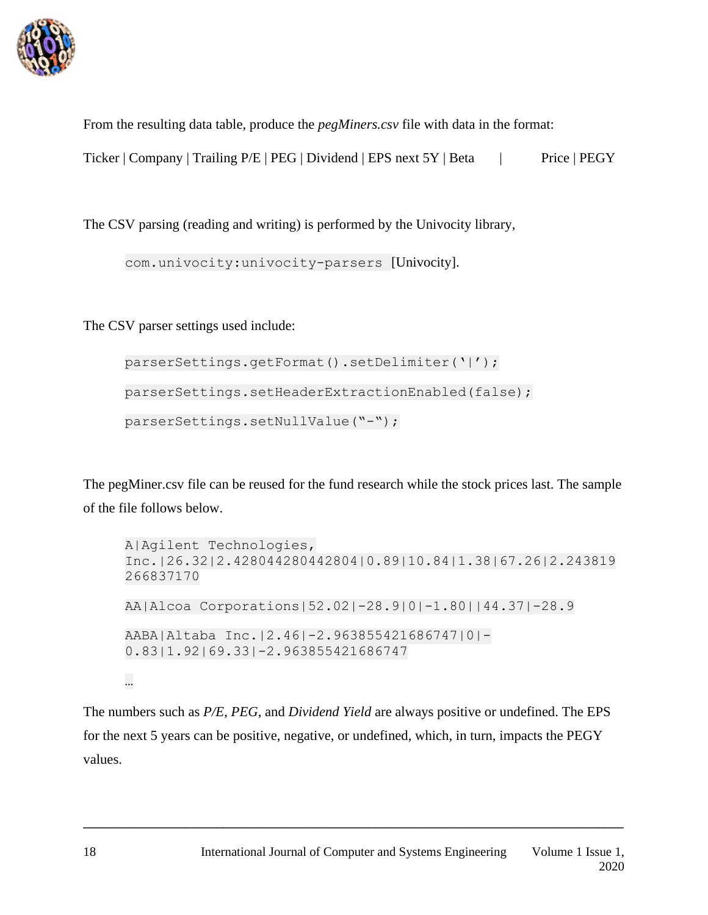From the resulting data table, produce the *pegMiners.csv* file with data in the format:

Ticker | Company | Trailing P/E | PEG | Dividend | EPS next 5Y | Beta | Price | PEGY

The CSV parsing (reading and writing) is performed by the Univocity library,

`com.univocity:univocity-parsers` [Univocity].

The CSV parser settings used include:

```
parserSettings.getFormat().setDelimiter('|');
parserSettings.setHeaderExtractionEnabled(false);
parserSettings.setNullValue("-");
```

The pegMiner.csv file can be reused for the fund research while the stock prices last. The sample of the file follows below.

```
A|Agilent Technologies, Inc.|26.32|2.428044280442804|0.89|10.84|1.38|67.26|2.243819266837170

AA|Alcoa Corporations|52.02|-28.9|0|-1.80||44.37|-28.9

AABA|Altaba Inc.|2.46|-2.963855421686747|0|-0.83|1.92|69.33|-2.963855421686747

…
```

The numbers such as *P/E*, *PEG*, and *Dividend Yield* are always positive or undefined. The EPS for the next 5 years can be positive, negative, or undefined, which, in turn, impacts the PEGY values.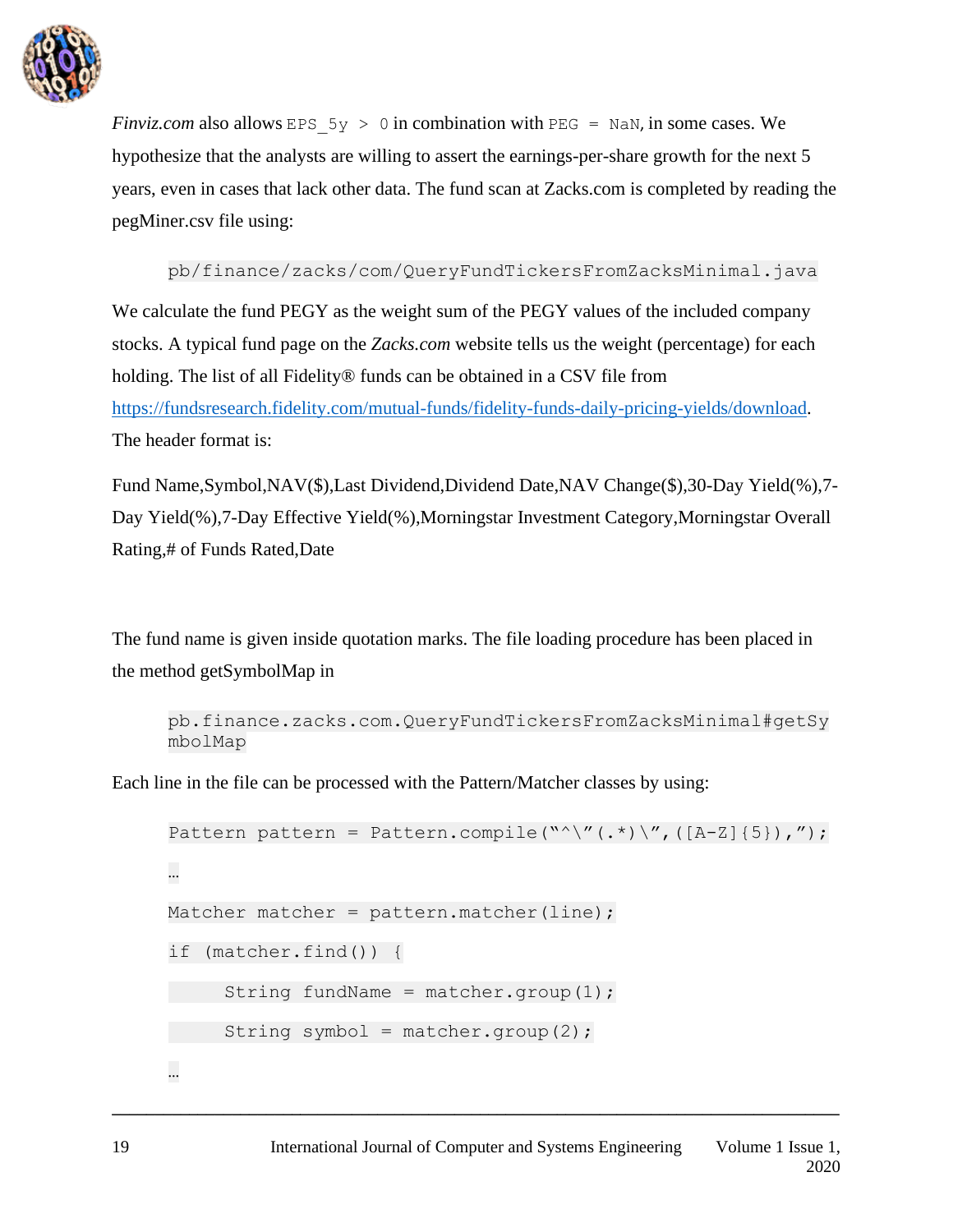*Finviz.com* also allows `EPS_5y > 0` in combination with `PEG = NaN`, in some cases. We hypothesize that the analysts are willing to assert the earnings-per-share growth for the next 5 years, even in cases that lack other data. The fund scan at Zacks.com is completed by reading the pegMiner.csv file using:

```
pb/finance/zacks/com/QueryFundTickersFromZacksMinimal.java
```

We calculate the fund PEGY as the weight sum of the PEGY values of the included company stocks. A typical fund page on the *Zacks.com* website tells us the weight (percentage) for each holding. The list of all Fidelity® funds can be obtained in a CSV file from [https://fundsresearch.fidelity.com/mutual-funds/fidelity-funds-daily-pricing-yields/download](https://fundsresearch.fidelity.com/mutual-funds/fidelity-funds-daily-pricing-yields/download). The header format is:

Fund Name,Symbol,NAV($),Last Dividend,Dividend Date,NAV Change($),30-Day Yield(%),7-Day Yield(%),7-Day Effective Yield(%),Morningstar Investment Category,Morningstar Overall Rating,# of Funds Rated,Date

The fund name is given inside quotation marks. The file loading procedure has been placed in the method getSymbolMap in

```
pb.finance.zacks.com.QueryFundTickersFromZacksMinimal#getSymbolMap
```

Each line in the file can be processed with the Pattern/Matcher classes by using:

```
Pattern pattern = Pattern.compile("^\"(.*)\",([A-Z]{5}),");
…
Matcher matcher = pattern.matcher(line);
if (matcher.find()) {
     String fundName = matcher.group(1);
     String symbol = matcher.group(2);
…
```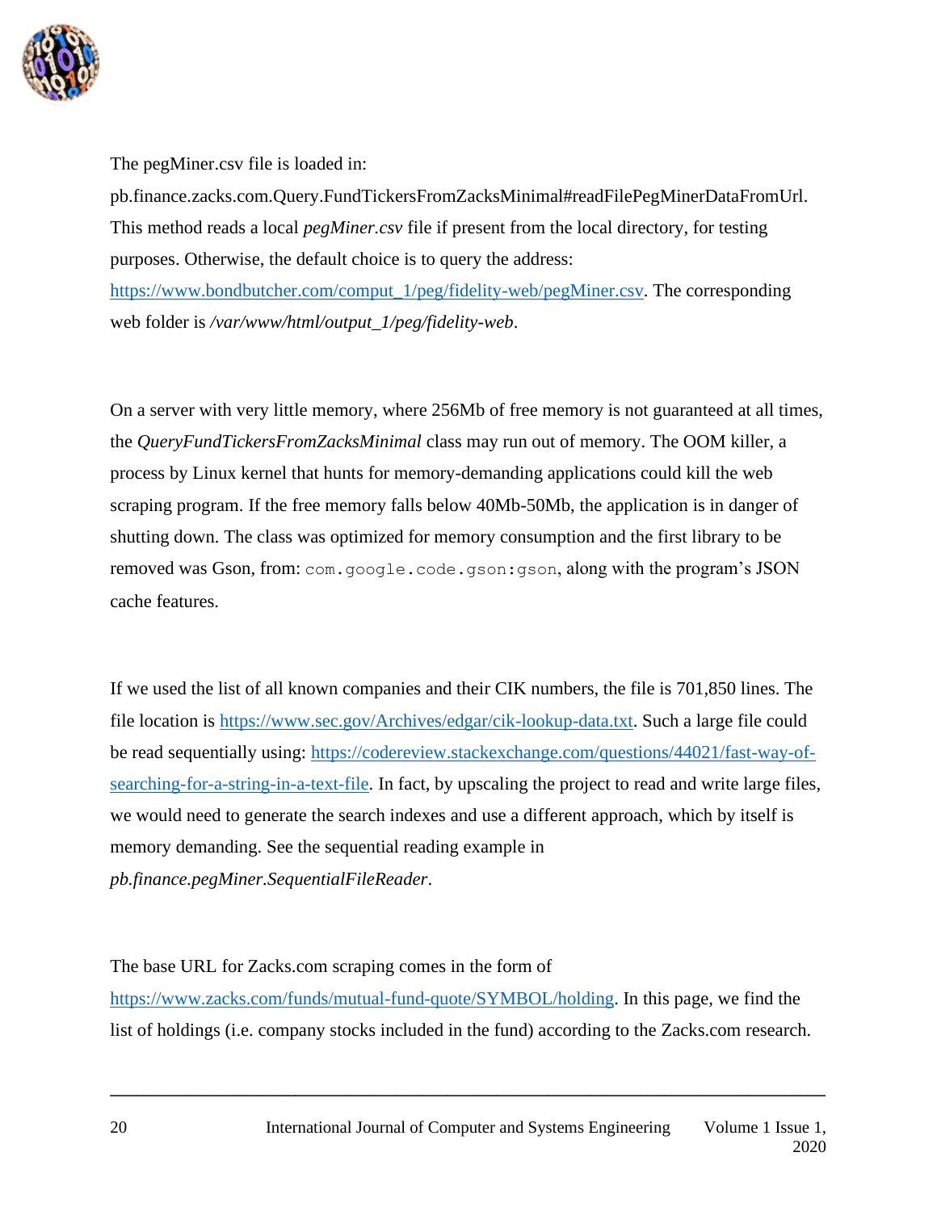The pegMiner.csv file is loaded in: pb.finance.zacks.com.Query.FundTickersFromZacksMinimal#readFilePegMinerDataFromUrl. This method reads a local *pegMiner.csv* file if present from the local directory, for testing purposes. Otherwise, the default choice is to query the address: [https://www.bondbutcher.com/comput_1/peg/fidelity-web/pegMiner.csv](https://www.bondbutcher.com/comput_1/peg/fidelity-web/pegMiner.csv). The corresponding web folder is */var/www/html/output_1/peg/fidelity-web*.

On a server with very little memory, where 256Mb of free memory is not guaranteed at all times, the *QueryFundTickersFromZacksMinimal* class may run out of memory. The OOM killer, a process by Linux kernel that hunts for memory-demanding applications could kill the web scraping program. If the free memory falls below 40Mb-50Mb, the application is in danger of shutting down. The class was optimized for memory consumption and the first library to be removed was Gson, from: `com.google.code.gson:gson`, along with the program's JSON cache features.

If we used the list of all known companies and their CIK numbers, the file is 701,850 lines. The file location is [https://www.sec.gov/Archives/edgar/cik-lookup-data.txt](https://www.sec.gov/Archives/edgar/cik-lookup-data.txt). Such a large file could be read sequentially using: [https://codereview.stackexchange.com/questions/44021/fast-way-of-searching-for-a-string-in-a-text-file](https://codereview.stackexchange.com/questions/44021/fast-way-of-searching-for-a-string-in-a-text-file). In fact, by upscaling the project to read and write large files, we would need to generate the search indexes and use a different approach, which by itself is memory demanding. See the sequential reading example in *pb.finance.pegMiner.SequentialFileReader*.

The base URL for Zacks.com scraping comes in the form of [https://www.zacks.com/funds/mutual-fund-quote/SYMBOL/holding](https://www.zacks.com/funds/mutual-fund-quote/SYMBOL/holding). In this page, we find the list of holdings (i.e. company stocks included in the fund) according to the Zacks.com research.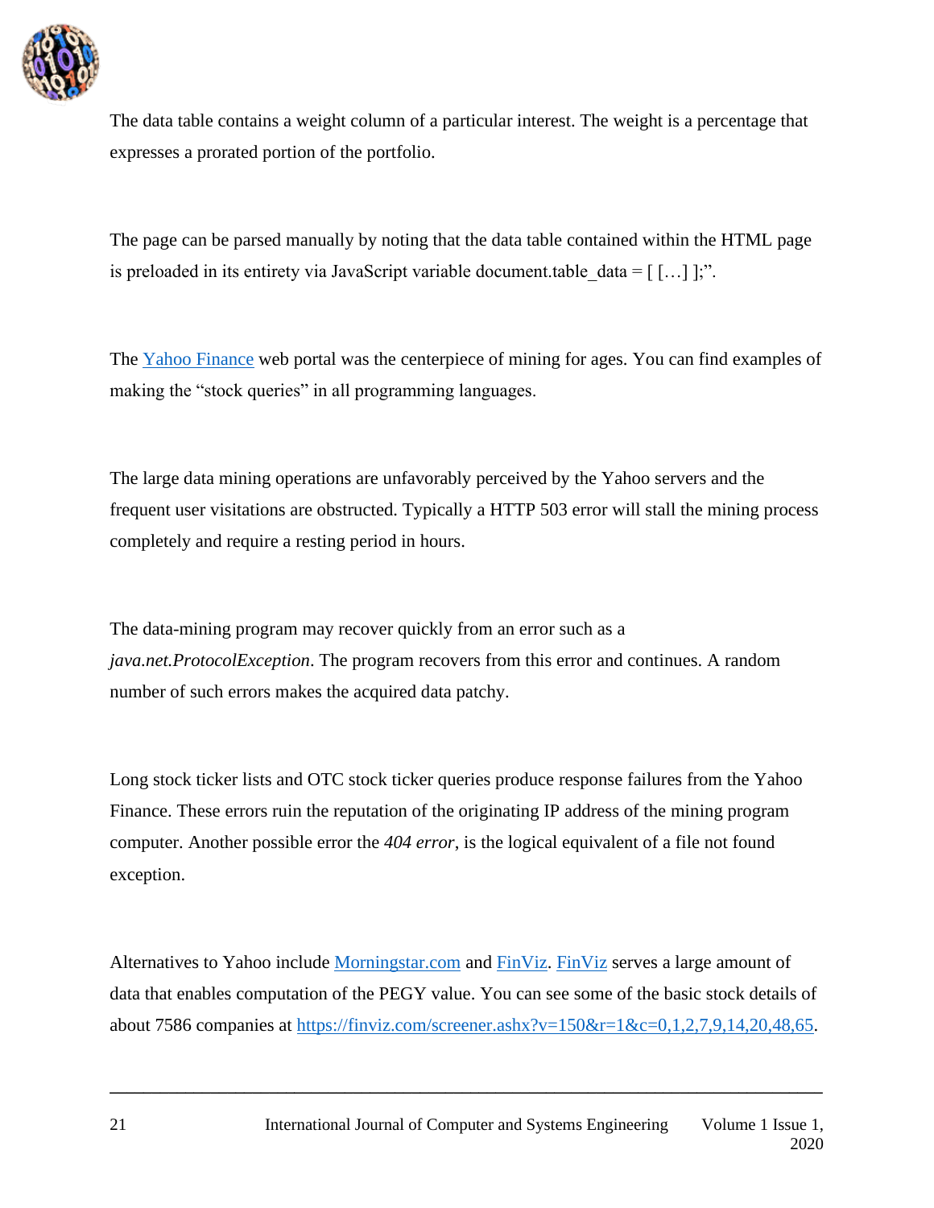The data table contains a weight column of a particular interest. The weight is a percentage that expresses a prorated portion of the portfolio.

The page can be parsed manually by noting that the data table contained within the HTML page is preloaded in its entirety via JavaScript variable document.table_data = [ […] ];”.

The [Yahoo Finance](#) web portal was the centerpiece of mining for ages. You can find examples of making the “stock queries” in all programming languages.

The large data mining operations are unfavorably perceived by the Yahoo servers and the frequent user visitations are obstructed. Typically a HTTP 503 error will stall the mining process completely and require a resting period in hours.

The data-mining program may recover quickly from an error such as a *java.net.ProtocolException*. The program recovers from this error and continues. A random number of such errors makes the acquired data patchy.

Long stock ticker lists and OTC stock ticker queries produce response failures from the Yahoo Finance. These errors ruin the reputation of the originating IP address of the mining program computer. Another possible error the *404 error*, is the logical equivalent of a file not found exception.

Alternatives to Yahoo include [Morningstar.com](#) and [FinViz](#). [FinViz](#) serves a large amount of data that enables computation of the PEGY value. You can see some of the basic stock details of about 7586 companies at [https://finviz.com/screener.ashx?v=150&r=1&c=0,1,2,7,9,14,20,48,65](https://finviz.com/screener.ashx?v=150&r=1&c=0,1,2,7,9,14,20,48,65).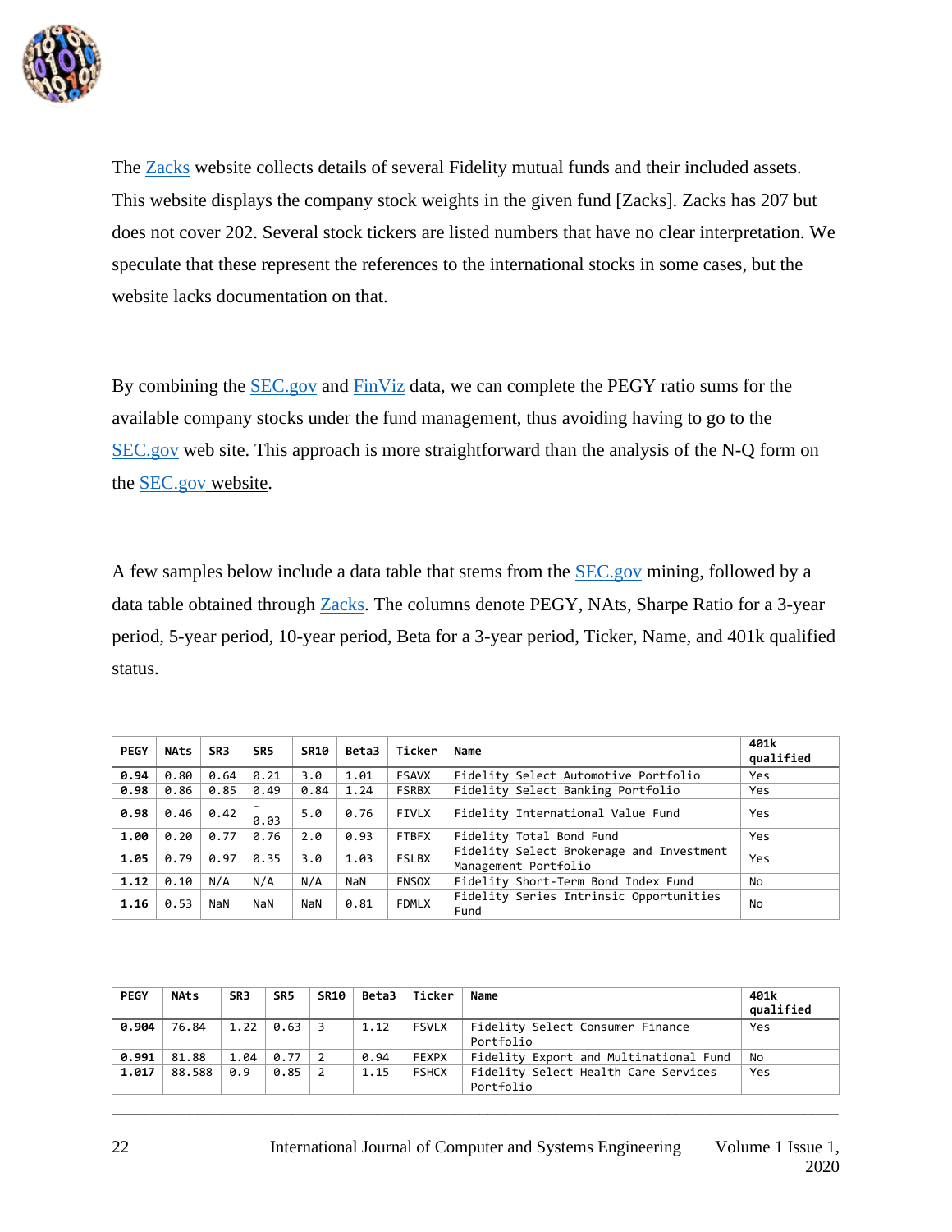The [Zacks](#) website collects details of several Fidelity mutual funds and their included assets. This website displays the company stock weights in the given fund [Zacks]. Zacks has 207 but does not cover 202. Several stock tickers are listed numbers that have no clear interpretation. We speculate that these represent the references to the international stocks in some cases, but the website lacks documentation on that.

By combining the [SEC.gov](#) and [FinViz](#) data, we can complete the PEGY ratio sums for the available company stocks under the fund management, thus avoiding having to go to the [SEC.gov](#) web site. This approach is more straightforward than the analysis of the N-Q form on the [SEC.gov website](#).

A few samples below include a data table that stems from the [SEC.gov](#) mining, followed by a data table obtained through [Zacks](#). The columns denote PEGY, NAts, Sharpe Ratio for a 3-year period, 5-year period, 10-year period, Beta for a 3-year period, Ticker, Name, and 401k qualified status.

| PEGY | NAts | SR3 | SR5 | SR10 | Beta3 | Ticker | Name | 401k qualified |
|---|---|---|---|---|---|---|---|---|
| **0.94** | 0.80 | 0.64 | 0.21 | 3.0 | 1.01 | FSAVX | Fidelity Select Automotive Portfolio | Yes |
| **0.98** | 0.86 | 0.85 | 0.49 | 0.84 | 1.24 | FSRBX | Fidelity Select Banking Portfolio | Yes |
| **0.98** | 0.46 | 0.42 | -0.03 | 5.0 | 0.76 | FIVLX | Fidelity International Value Fund | Yes |
| **1.00** | 0.20 | 0.77 | 0.76 | 2.0 | 0.93 | FTBFX | Fidelity Total Bond Fund | Yes |
| **1.05** | 0.79 | 0.97 | 0.35 | 3.0 | 1.03 | FSLBX | Fidelity Select Brokerage and Investment Management Portfolio | Yes |
| **1.12** | 0.10 | N/A | N/A | N/A | NaN | FNSOX | Fidelity Short-Term Bond Index Fund | No |
| **1.16** | 0.53 | NaN | NaN | NaN | 0.81 | FDMLX | Fidelity Series Intrinsic Opportunities Fund | No |

| PEGY | NAts | SR3 | SR5 | SR10 | Beta3 | Ticker | Name | 401k qualified |
|---|---|---|---|---|---|---|---|---|
| **0.904** | 76.84 | 1.22 | 0.63 | 3 | 1.12 | FSVLX | Fidelity Select Consumer Finance Portfolio | Yes |
| **0.991** | 81.88 | 1.04 | 0.77 | 2 | 0.94 | FEXPX | Fidelity Export and Multinational Fund | No |
| **1.017** | 88.588 | 0.9 | 0.85 | 2 | 1.15 | FSHCX | Fidelity Select Health Care Services Portfolio | Yes |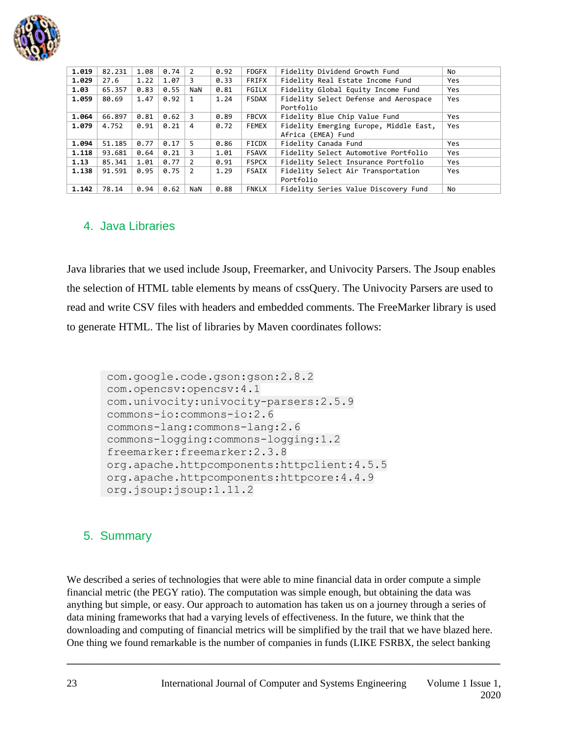| **1.019** | 82.231 | 1.08 | 0.74 | 2 | 0.92 | FDGFX | Fidelity Dividend Growth Fund | No |
|---|---|---|---|---|---|---|---|---|
| **1.029** | 27.6 | 1.22 | 1.07 | 3 | 0.33 | FRIFX | Fidelity Real Estate Income Fund | Yes |
| **1.03** | 65.357 | 0.83 | 0.55 | NaN | 0.81 | FGILX | Fidelity Global Equity Income Fund | Yes |
| **1.059** | 80.69 | 1.47 | 0.92 | 1 | 1.24 | FSDAX | Fidelity Select Defense and Aerospace Portfolio | Yes |
| **1.064** | 66.897 | 0.81 | 0.62 | 3 | 0.89 | FBCVX | Fidelity Blue Chip Value Fund | Yes |
| **1.079** | 4.752 | 0.91 | 0.21 | 4 | 0.72 | FEMEX | Fidelity Emerging Europe, Middle East, Africa (EMEA) Fund | Yes |
| **1.094** | 51.185 | 0.77 | 0.17 | 5 | 0.86 | FICDX | Fidelity Canada Fund | Yes |
| **1.118** | 93.681 | 0.64 | 0.21 | 3 | 1.01 | FSAVX | Fidelity Select Automotive Portfolio | Yes |
| **1.13** | 85.341 | 1.01 | 0.77 | 2 | 0.91 | FSPCX | Fidelity Select Insurance Portfolio | Yes |
| **1.138** | 91.591 | 0.95 | 0.75 | 2 | 1.29 | FSAIX | Fidelity Select Air Transportation Portfolio | Yes |
| **1.142** | 78.14 | 0.94 | 0.62 | NaN | 0.88 | FNKLX | Fidelity Series Value Discovery Fund | No |

## 4. Java Libraries

Java libraries that we used include Jsoup, Freemarker, and Univocity Parsers. The Jsoup enables the selection of HTML table elements by means of cssQuery. The Univocity Parsers are used to read and write CSV files with headers and embedded comments. The FreeMarker library is used to generate HTML. The list of libraries by Maven coordinates follows:

```
com.google.code.gson:gson:2.8.2
com.opencsv:opencsv:4.1
com.univocity:univocity-parsers:2.5.9
commons-io:commons-io:2.6
commons-lang:commons-lang:2.6
commons-logging:commons-logging:1.2
freemarker:freemarker:2.3.8
org.apache.httpcomponents:httpclient:4.5.5
org.apache.httpcomponents:httpcore:4.4.9
org.jsoup:jsoup:1.11.2
```

## 5. Summary

We described a series of technologies that were able to mine financial data in order compute a simple financial metric (the PEGY ratio). The computation was simple enough, but obtaining the data was anything but simple, or easy. Our approach to automation has taken us on a journey through a series of data mining frameworks that had a varying levels of effectiveness. In the future, we think that the downloading and computing of financial metrics will be simplified by the trail that we have blazed here. One thing we found remarkable is the number of companies in funds (LIKE FSRBX, the select banking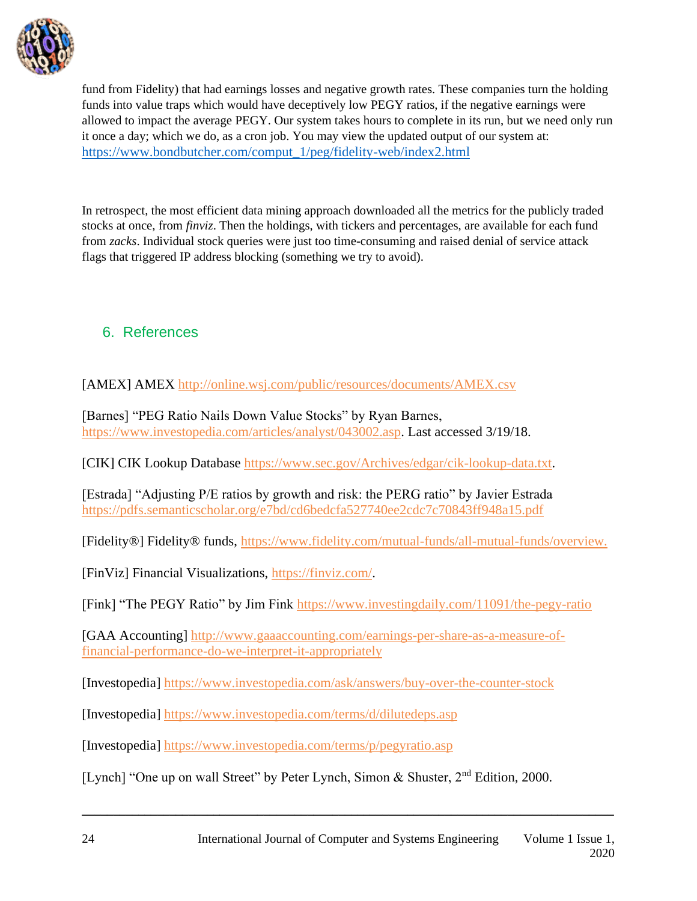fund from Fidelity) that had earnings losses and negative growth rates. These companies turn the holding funds into value traps which would have deceptively low PEGY ratios, if the negative earnings were allowed to impact the average PEGY. Our system takes hours to complete in its run, but we need only run it once a day; which we do, as a cron job. You may view the updated output of our system at: https://www.bondbutcher.com/comput_1/peg/fidelity-web/index2.html

In retrospect, the most efficient data mining approach downloaded all the metrics for the publicly traded stocks at once, from *finviz*. Then the holdings, with tickers and percentages, are available for each fund from *zacks*. Individual stock queries were just too time-consuming and raised denial of service attack flags that triggered IP address blocking (something we try to avoid).

## 6. References

[AMEX] AMEX http://online.wsj.com/public/resources/documents/AMEX.csv

[Barnes] "PEG Ratio Nails Down Value Stocks" by Ryan Barnes, https://www.investopedia.com/articles/analyst/043002.asp. Last accessed 3/19/18.

[CIK] CIK Lookup Database https://www.sec.gov/Archives/edgar/cik-lookup-data.txt.

[Estrada] "Adjusting P/E ratios by growth and risk: the PERG ratio" by Javier Estrada https://pdfs.semanticscholar.org/e7bd/cd6bedcfa527740ee2cdc7c70843ff948a15.pdf

[Fidelity®] Fidelity® funds, https://www.fidelity.com/mutual-funds/all-mutual-funds/overview.

[FinViz] Financial Visualizations, https://finviz.com/.

[Fink] "The PEGY Ratio" by Jim Fink https://www.investingdaily.com/11091/the-pegy-ratio

[GAA Accounting] http://www.gaaaccounting.com/earnings-per-share-as-a-measure-of-financial-performance-do-we-interpret-it-appropriately

[Investopedia] https://www.investopedia.com/ask/answers/buy-over-the-counter-stock

[Investopedia] https://www.investopedia.com/terms/d/dilutedeps.asp

[Investopedia] https://www.investopedia.com/terms/p/pegyratio.asp

[Lynch] "One up on wall Street" by Peter Lynch, Simon & Shuster, 2nd Edition, 2000.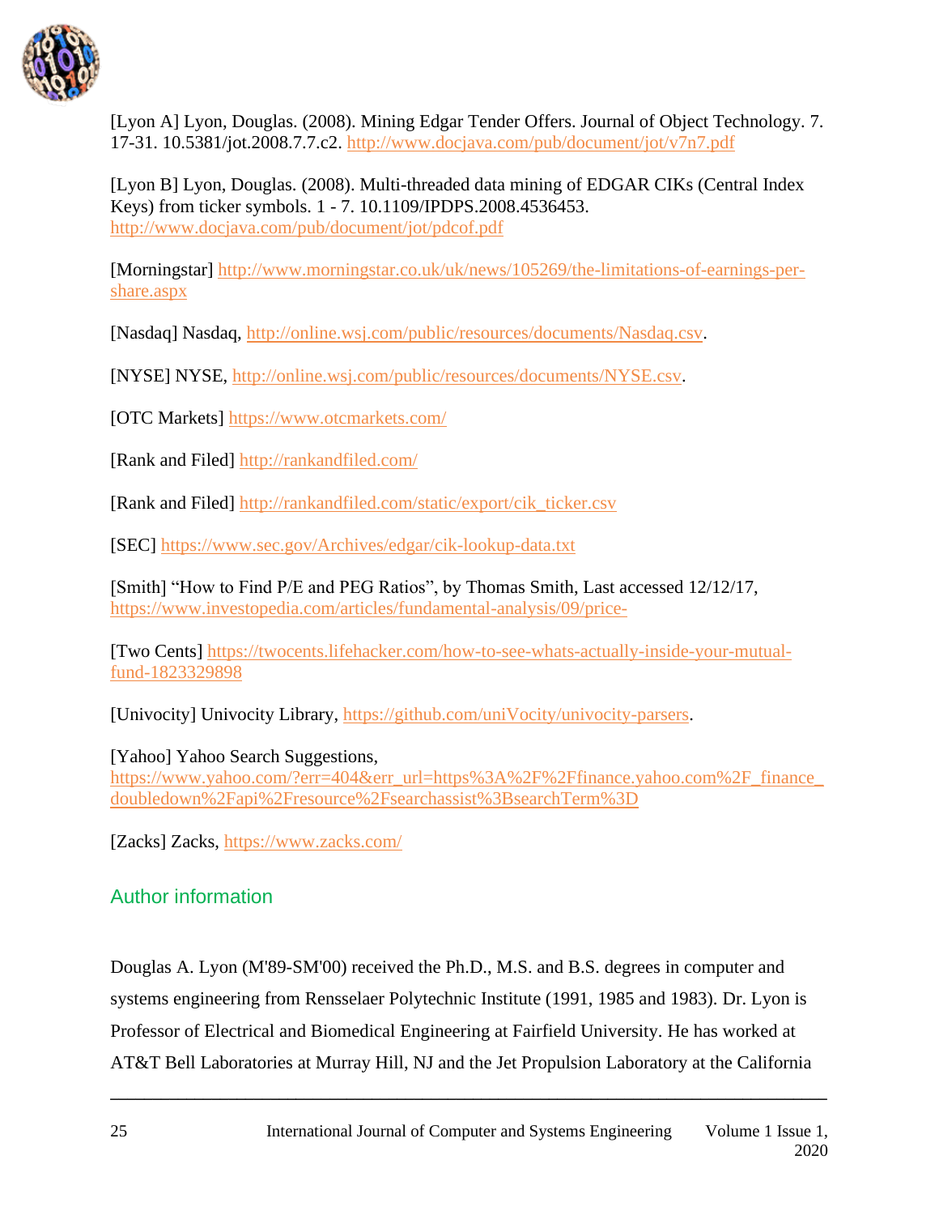[Lyon A] Lyon, Douglas. (2008). Mining Edgar Tender Offers. Journal of Object Technology. 7. 17-31. 10.5381/jot.2008.7.7.c2. http://www.docjava.com/pub/document/jot/v7n7.pdf

[Lyon B] Lyon, Douglas. (2008). Multi-threaded data mining of EDGAR CIKs (Central Index Keys) from ticker symbols. 1 - 7. 10.1109/IPDPS.2008.4536453. http://www.docjava.com/pub/document/jot/pdcof.pdf

[Morningstar] http://www.morningstar.co.uk/uk/news/105269/the-limitations-of-earnings-per-share.aspx

[Nasdaq] Nasdaq, http://online.wsj.com/public/resources/documents/Nasdaq.csv.

[NYSE] NYSE, http://online.wsj.com/public/resources/documents/NYSE.csv.

[OTC Markets] https://www.otcmarkets.com/

[Rank and Filed] http://rankandfiled.com/

[Rank and Filed] http://rankandfiled.com/static/export/cik_ticker.csv

[SEC] https://www.sec.gov/Archives/edgar/cik-lookup-data.txt

[Smith] "How to Find P/E and PEG Ratios", by Thomas Smith, Last accessed 12/12/17, https://www.investopedia.com/articles/fundamental-analysis/09/price-

[Two Cents] https://twocents.lifehacker.com/how-to-see-whats-actually-inside-your-mutual-fund-1823329898

[Univocity] Univocity Library, https://github.com/uniVocity/univocity-parsers.

[Yahoo] Yahoo Search Suggestions, https://www.yahoo.com/?err=404&err_url=https%3A%2F%2Ffinance.yahoo.com%2F_finance_doubledown%2Fapi%2Fresource%2Fsearchassist%3BsearchTerm%3D

[Zacks] Zacks, https://www.zacks.com/

## Author information

Douglas A. Lyon (M'89-SM'00) received the Ph.D., M.S. and B.S. degrees in computer and systems engineering from Rensselaer Polytechnic Institute (1991, 1985 and 1983). Dr. Lyon is Professor of Electrical and Biomedical Engineering at Fairfield University. He has worked at AT&T Bell Laboratories at Murray Hill, NJ and the Jet Propulsion Laboratory at the California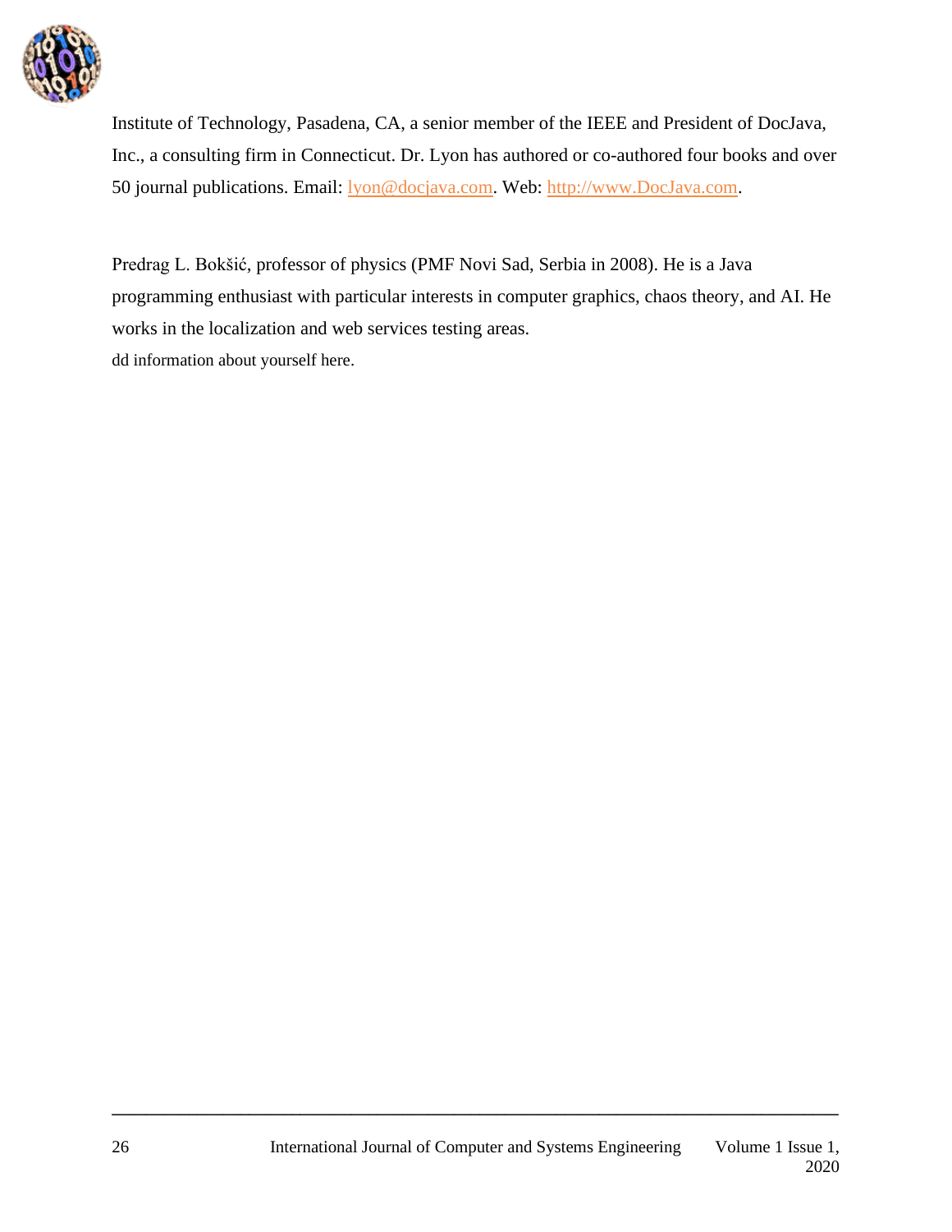Institute of Technology, Pasadena, CA, a senior member of the IEEE and President of DocJava, Inc., a consulting firm in Connecticut. Dr. Lyon has authored or co-authored four books and over 50 journal publications. Email: lyon@docjava.com. Web: http://www.DocJava.com.

Predrag L. Bokšić, professor of physics (PMF Novi Sad, Serbia in 2008). He is a Java programming enthusiast with particular interests in computer graphics, chaos theory, and AI. He works in the localization and web services testing areas.

dd information about yourself here.